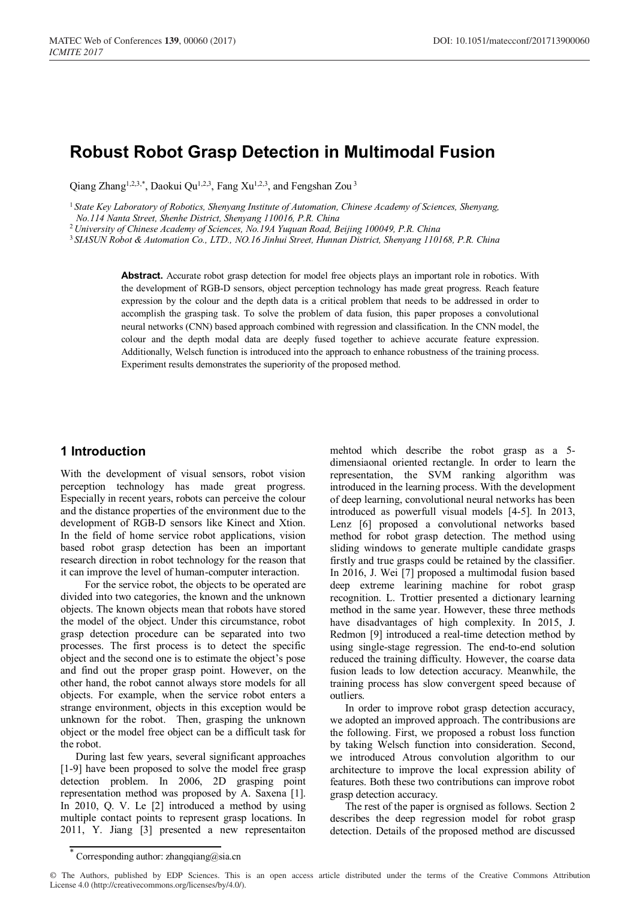# Robust Robot Grasp Detection in Multimodal Fusion

Qiang Zhang[1,2,3,*], Daokui Qu[1,2,3], Fang Xu[1,2,3], and Fengshan Zou[3]

[1] State Key Laboratory of Robotics, Shenyang Institute of Automation, Chinese Academy of Sciences, Shenyang, No.114 Nanta Street, Shenhe District, Shenyang 110016, P.R. China

[2] University of Chinese Academy of Sciences, No.19A Yuquan Road, Beijing 100049, P.R. China

[3] SIASUN Robot & Automation Co., LTD., NO.16 Jinhui Street, Hunnan District, Shenyang 110168, P.R. China

**Abstract.** Accurate robot grasp detection for model free objects plays an important role in robotics. With the development of RGB-D sensors, object perception technology has made great progress. Reach feature expression by the colour and the depth data is a critical problem that needs to be addressed in order to accomplish the grasping task. To solve the problem of data fusion, this paper proposes a convolutional neural networks (CNN) based approach combined with regression and classification. In the CNN model, the colour and the depth modal data are deeply fused together to achieve accurate feature expression. Additionally, Welsch function is introduced into the approach to enhance robustness of the training process. Experiment results demonstrates the superiority of the proposed method.

## 1 Introduction

With the development of visual sensors, robot vision perception technology has made great progress. Especially in recent years, robots can perceive the colour and the distance properties of the environment due to the development of RGB-D sensors like Kinect and Xtion. In the field of home service robot applications, vision based robot grasp detection has been an important research direction in robot technology for the reason that it can improve the level of human-computer interaction.

For the service robot, the objects to be operated are divided into two categories, the known and the unknown objects. The known objects mean that robots have stored the model of the object. Under this circumstance, robot grasp detection procedure can be separated into two processes. The first process is to detect the specific object and the second one is to estimate the object's pose and find out the proper grasp point. However, on the other hand, the robot cannot always store models for all objects. For example, when the service robot enters a strange environment, objects in this exception would be unknown for the robot. Then, grasping the unknown object or the model free object can be a difficult task for the robot.

During last few years, several significant approaches [1-9] have been proposed to solve the model free grasp detection problem. In 2006, 2D grasping point representation method was proposed by A. Saxena [1]. In 2010, Q. V. Le [2] introduced a method by using multiple contact points to represent grasp locations. In 2011, Y. Jiang [3] presented a new representaiton mehtod which describe the robot grasp as a 5-dimensiaonal oriented rectangle. In order to learn the representation, the SVM ranking algorithm was introduced in the learning process. With the development of deep learning, convolutional neural networks has been introduced as powerfull visual models [4-5]. In 2013, Lenz [6] proposed a convolutional networks based method for robot grasp detection. The method using sliding windows to generate multiple candidate grasps firstly and true grasps could be retained by the classifier. In 2016, J. Wei [7] proposed a multimodal fusion based deep extreme learining machine for robot grasp recognition. L. Trottier presented a dictionary learning method in the same year. However, these three methods have disadvantages of high complexity. In 2015, J. Redmon [9] introduced a real-time detection method by using single-stage regression. The end-to-end solution reduced the training difficulty. However, the coarse data fusion leads to low detection accuracy. Meanwhile, the training process has slow convergent speed because of outliers.

In order to improve robot grasp detection accuracy, we adopted an improved approach. The contribusions are the following. First, we proposed a robust loss function by taking Welsch function into consideration. Second, we introduced Atrous convolution algorithm to our architecture to improve the local expression ability of features. Both these two contributions can improve robot grasp detection accuracy.

The rest of the paper is orgnised as follows. Section 2 describes the deep regression model for robot grasp detection. Details of the proposed method are discussed

[*] Corresponding author: zhangqiang@sia.cn

© The Authors, published by EDP Sciences. This is an open access article distributed under the terms of the Creative Commons Attribution License 4.0 (http://creativecommons.org/licenses/by/4.0/).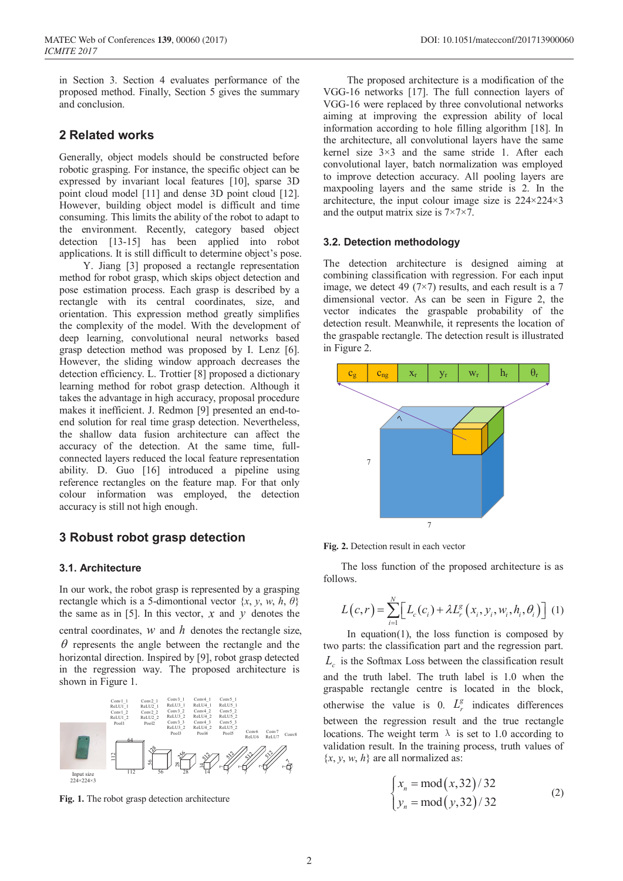in Section 3. Section 4 evaluates performance of the proposed method. Finally, Section 5 gives the summary and conclusion.

## 2 Related works

Generally, object models should be constructed before robotic grasping. For instance, the specific object can be expressed by invariant local features [10], sparse 3D point cloud model [11] and dense 3D point cloud [12]. However, building object model is difficult and time consuming. This limits the ability of the robot to adapt to the environment. Recently, category based object detection [13-15] has been applied into robot applications. It is still difficult to determine object's pose.

Y. Jiang [3] proposed a rectangle representation method for robot grasp, which skips object detection and pose estimation process. Each grasp is described by a rectangle with its central coordinates, size, and orientation. This expression method greatly simplifies the complexity of the model. With the development of deep learning, convolutional neural networks based grasp detection method was proposed by I. Lenz [6]. However, the sliding window approach decreases the detection efficiency. L. Trottier [8] proposed a dictionary learning method for robot grasp detection. Although it takes the advantage in high accuracy, proposal procedure makes it inefficient. J. Redmon [9] presented an end-to-end solution for real time grasp detection. Nevertheless, the shallow data fusion architecture can affect the accuracy of the detection. At the same time, full-connected layers reduced the local feature representation ability. D. Guo [16] introduced a pipeline using reference rectangles on the feature map. For that only colour information was employed, the detection accuracy is still not high enough.

## 3 Robust robot grasp detection

### 3.1. Architecture

In our work, the robot grasp is represented by a grasping rectangle which is a 5-dimontional vector $\{x, y, w, h, \theta\}$ the same as in [5]. In this vector, $x$ and $y$ denotes the central coordinates, $w$ and $h$ denotes the rectangle size, $\theta$ represents the angle between the rectangle and the horizontal direction. Inspired by [9], robot grasp detected in the regression way. The proposed architecture is shown in Figure 1.

Fig. 1. The robot grasp detection architecture

The proposed architecture is a modification of the VGG-16 networks [17]. The full connection layers of VGG-16 were replaced by three convolutional networks aiming at improving the expression ability of local information according to hole filling algorithm [18]. In the architecture, all convolutional layers have the same kernel size 3×3 and the same stride 1. After each convolutional layer, batch normalization was employed to improve detection accuracy. All pooling layers are maxpooling layers and the same stride is 2. In the architecture, the input colour image size is 224×224×3 and the output matrix size is 7×7×7.

### 3.2. Detection methodology

The detection architecture is designed aiming at combining classification with regression. For each input image, we detect 49 (7×7) results, and each result is a 7 dimensional vector. As can be seen in Figure 2, the vector indicates the graspable probability of the detection result. Meanwhile, it represents the location of the graspable rectangle. The detection result is illustrated in Figure 2.

Fig. 2. Detection result in each vector

The loss function of the proposed architecture is as follows.

$$L(c,r) = \sum_{i=1}^{N} \left[ L_c(c_i) + \lambda L_r^g (x_i, y_i, w_i, h_i, \theta_i) \right] \quad (1)$$

In equation(1), the loss function is composed by two parts: the classification part and the regression part. $L_c$ is the Softmax Loss between the classification result and the truth label. The truth label is 1.0 when the graspable rectangle centre is located in the block, otherwise the value is 0. $L_r^g$ indicates differences between the regression result and the true rectangle locations. The weight term $\lambda$ is set to 1.0 according to validation result. In the training process, truth values of $\{x, y, w, h\}$ are all normalized as:

$$\begin{cases} x_n = \mathrm{mod}(x, 32)/32 \\ y_n = \mathrm{mod}(y, 32)/32 \end{cases} \quad (2)$$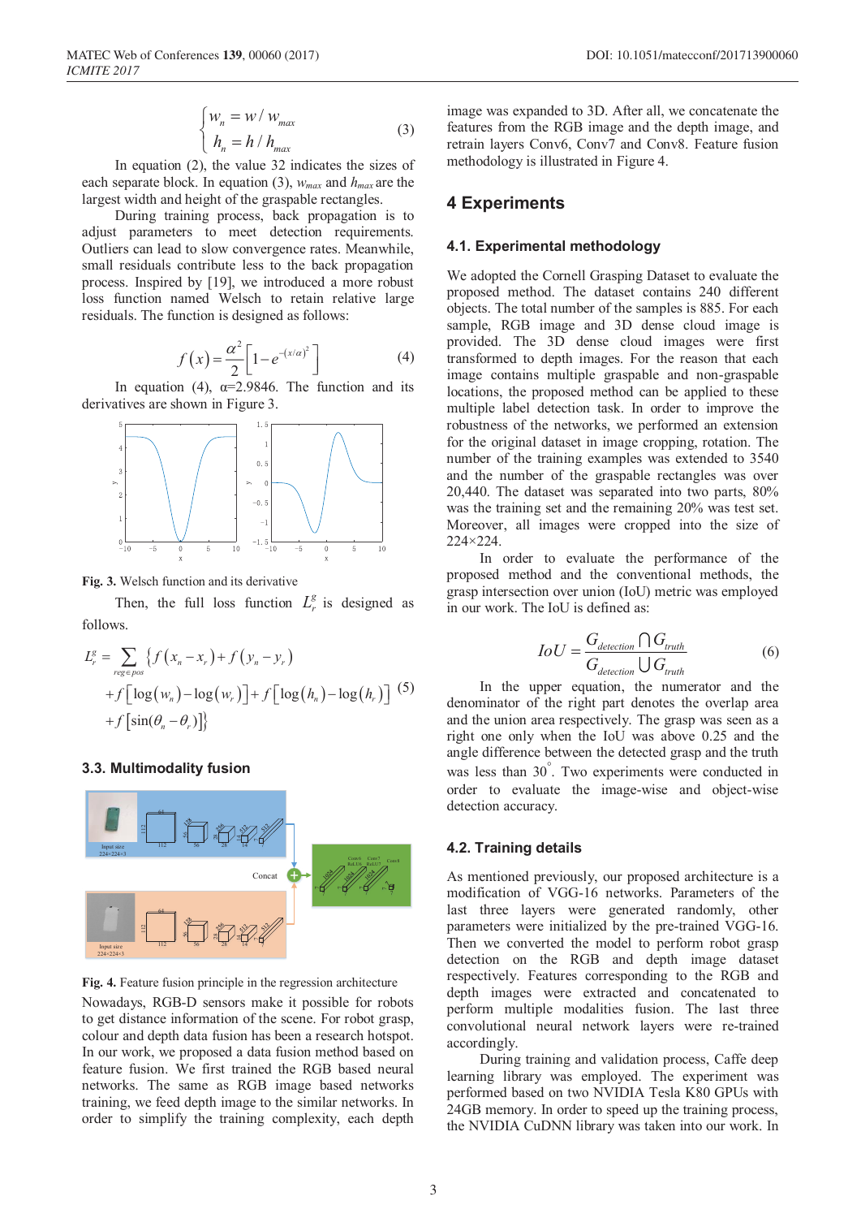$$\begin{cases} w_n = w / w_{max} \\ h_n = h / h_{max} \end{cases} \tag{3}$$

In equation (2), the value 32 indicates the sizes of each separate block. In equation (3), $w_{max}$ and $h_{max}$ are the largest width and height of the graspable rectangles.

During training process, back propagation is to adjust parameters to meet detection requirements. Outliers can lead to slow convergence rates. Meanwhile, small residuals contribute less to the back propagation process. Inspired by [19], we introduced a more robust loss function named Welsch to retain relative large residuals. The function is designed as follows:

$$f(x) = \frac{\alpha^2}{2}\left[1 - e^{-(x/\alpha)^2}\right] \tag{4}$$

In equation (4), α=2.9846. The function and its derivatives are shown in Figure 3.

**Fig. 3.** Welsch function and its derivative

Then, the full loss function $L_r^g$ is designed as follows:

$$\begin{aligned} L_r^g = \sum_{reg \in pos} \{ & f(x_n - x_r) + f(y_n - y_r) \\ & + f[\log(w_n) - \log(w_r)] + f[\log(h_n) - \log(h_r)] \\ & + f[\sin(\theta_n - \theta_r)] \} \end{aligned} \tag{5}$$

### 3.3. Multimodality fusion

**Fig. 4.** Feature fusion principle in the regression architecture

Nowadays, RGB-D sensors make it possible for robots to get distance information of the scene. For robot grasp, colour and depth data fusion has been a research hotspot. In our work, we proposed a data fusion method based on feature fusion. We first trained the RGB based neural networks. The same as RGB image based networks training, we feed depth image to the similar networks. In order to simplify the training complexity, each depth image was expanded to 3D. After all, we concatenate the features from the RGB image and the depth image, and retrain layers Conv6, Conv7 and Conv8. Feature fusion methodology is illustrated in Figure 4.

## 4 Experiments

### 4.1. Experimental methodology

We adopted the Cornell Grasping Dataset to evaluate the proposed method. The dataset contains 240 different objects. The total number of the samples is 885. For each sample, RGB image and 3D dense cloud image is provided. The 3D dense cloud images were first transformed to depth images. For the reason that each image contains multiple graspable and non-graspable locations, the proposed method can be applied to these multiple label detection task. In order to improve the robustness of the networks, we performed an extension for the original dataset in image cropping, rotation. The number of the training examples was extended to 3540 and the number of the graspable rectangles was over 20,440. The dataset was separated into two parts, 80% was the training set and the remaining 20% was test set. Moreover, all images were cropped into the size of 224×224.

In order to evaluate the performance of the proposed method and the conventional methods, the grasp intersection over union (IoU) metric was employed in our work. The IoU is defined as:

$$IoU = \frac{G_{detection} \cap G_{truth}}{G_{detection} \cup G_{truth}} \tag{6}$$

In the upper equation, the numerator and the denominator of the right part denotes the overlap area and the union area respectively. The grasp was seen as a right one only when the IoU was above 0.25 and the angle difference between the detected grasp and the truth was less than 30°. Two experiments were conducted in order to evaluate the image-wise and object-wise detection accuracy.

### 4.2. Training details

As mentioned previously, our proposed architecture is a modification of VGG-16 networks. Parameters of the last three layers were generated randomly, other parameters were initialized by the pre-trained VGG-16. Then we converted the model to perform robot grasp detection on the RGB and depth image dataset respectively. Features corresponding to the RGB and depth images were extracted and concatenated to perform multiple modalities fusion. The last three convolutional neural network layers were re-trained accordingly.

During training and validation process, Caffe deep learning library was employed. The experiment was performed based on two NVIDIA Tesla K80 GPUs with 24GB memory. In order to speed up the training process, the NVIDIA CuDNN library was taken into our work. In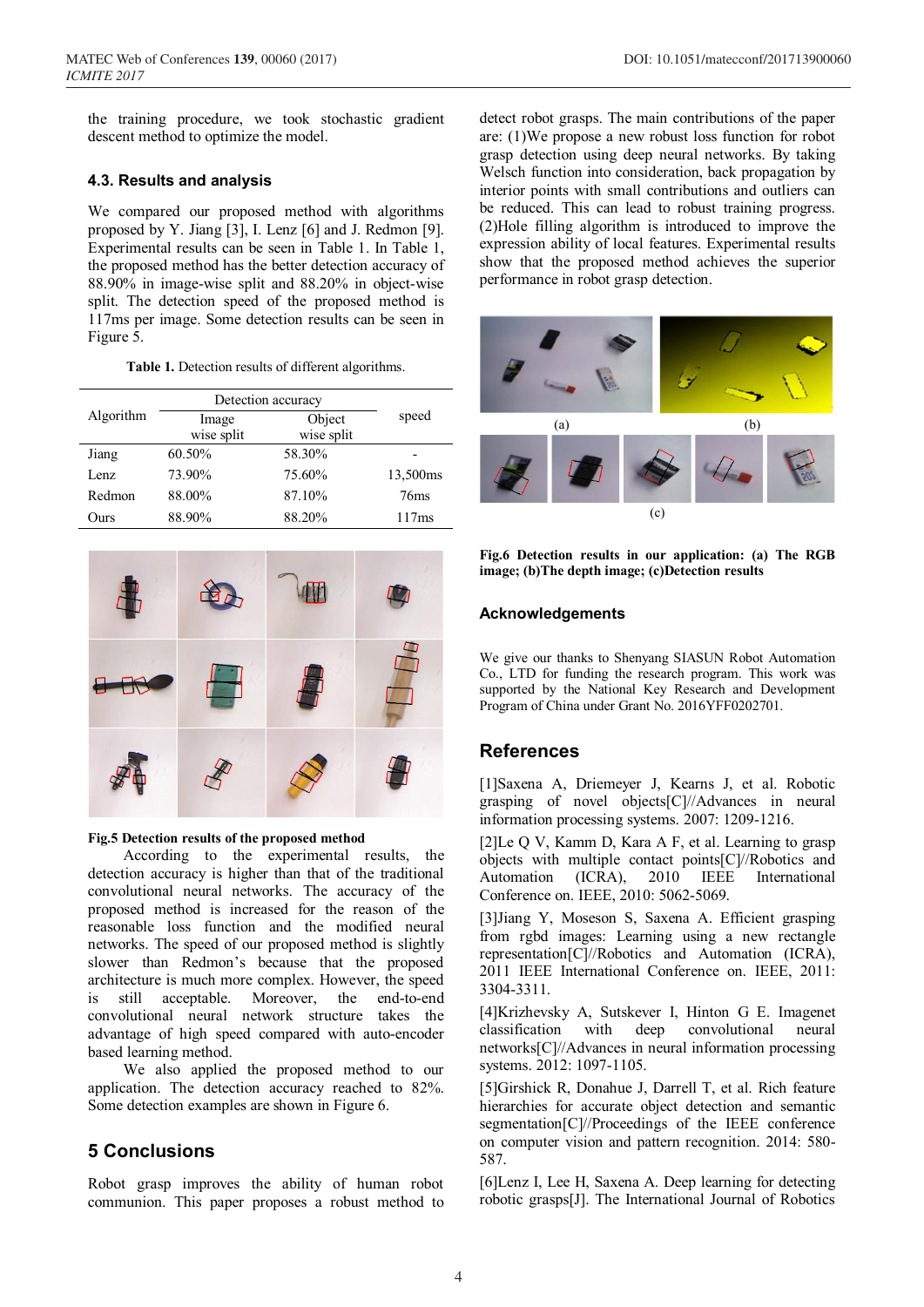the training procedure, we took stochastic gradient descent method to optimize the model.

### 4.3. Results and analysis

We compared our proposed method with algorithms proposed by Y. Jiang [3], I. Lenz [6] and J. Redmon [9]. Experimental results can be seen in Table 1. In Table 1, the proposed method has the better detection accuracy of 88.90% in image-wise split and 88.20% in object-wise split. The detection speed of the proposed method is 117ms per image. Some detection results can be seen in Figure 5.

**Table 1.** Detection results of different algorithms.

| Algorithm | Detection accuracy | | speed |
|---|---|---|---|
| | Image wise split | Object wise split | |
| Jiang | 60.50% | 58.30% | - |
| Lenz | 73.90% | 75.60% | 13,500ms |
| Redmon | 88.00% | 87.10% | 76ms |
| Ours | 88.90% | 88.20% | 117ms |

**Fig.5 Detection results of the proposed method**

According to the experimental results, the detection accuracy is higher than that of the traditional convolutional neural networks. The accuracy of the proposed method is increased for the reason of the reasonable loss function and the modified neural networks. The speed of our proposed method is slightly slower than Redmon's because that the proposed architecture is much more complex. However, the speed is still acceptable. Moreover, the end-to-end convolutional neural network structure takes the advantage of high speed compared with auto-encoder based learning method.

We also applied the proposed method to our application. The detection accuracy reached to 82%. Some detection examples are shown in Figure 6.

## 5 Conclusions

Robot grasp improves the ability of human robot communion. This paper proposes a robust method to detect robot grasps. The main contributions of the paper are: (1)We propose a new robust loss function for robot grasp detection using deep neural networks. By taking Welsch function into consideration, back propagation by interior points with small contributions and outliers can be reduced. This can lead to robust training progress. (2)Hole filling algorithm is introduced to improve the expression ability of local features. Experimental results show that the proposed method achieves the superior performance in robot grasp detection.

**Fig.6 Detection results in our application: (a) The RGB image; (b)The depth image; (c)Detection results**

## Acknowledgements

We give our thanks to Shenyang SIASUN Robot Automation Co., LTD for funding the research program. This work was supported by the National Key Research and Development Program of China under Grant No. 2016YFF0202701.

## References

[1]Saxena A, Driemeyer J, Kearns J, et al. Robotic grasping of novel objects[C]//Advances in neural information processing systems. 2007: 1209-1216.

[2]Le Q V, Kamm D, Kara A F, et al. Learning to grasp objects with multiple contact points[C]//Robotics and Automation (ICRA), 2010 IEEE International Conference on. IEEE, 2010: 5062-5069.

[3]Jiang Y, Moseson S, Saxena A. Efficient grasping from rgbd images: Learning using a new rectangle representation[C]//Robotics and Automation (ICRA), 2011 IEEE International Conference on. IEEE, 2011: 3304-3311.

[4]Krizhevsky A, Sutskever I, Hinton G E. Imagenet classification with deep convolutional neural networks[C]//Advances in neural information processing systems. 2012: 1097-1105.

[5]Girshick R, Donahue J, Darrell T, et al. Rich feature hierarchies for accurate object detection and semantic segmentation[C]//Proceedings of the IEEE conference on computer vision and pattern recognition. 2014: 580-587.

[6]Lenz I, Lee H, Saxena A. Deep learning for detecting robotic grasps[J]. The International Journal of Robotics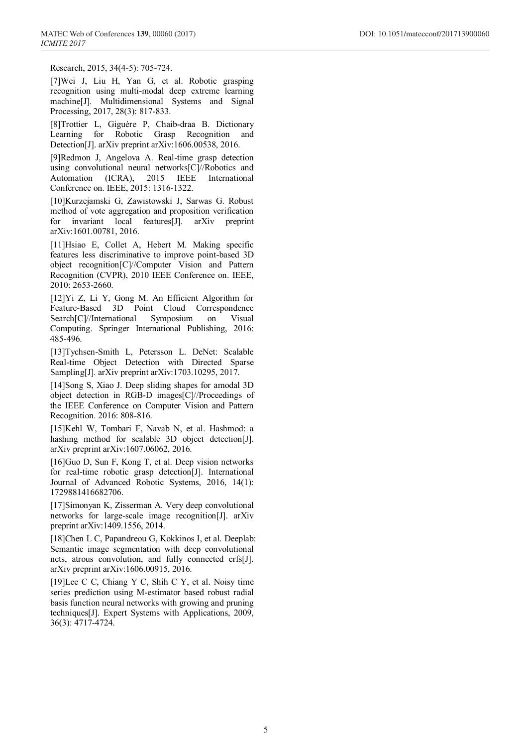Research, 2015, 34(4-5): 705-724.

[7]Wei J, Liu H, Yan G, et al. Robotic grasping recognition using multi-modal deep extreme learning machine[J]. Multidimensional Systems and Signal Processing, 2017, 28(3): 817-833.

[8]Trottier L, Giguère P, Chaib-draa B. Dictionary Learning for Robotic Grasp Recognition and Detection[J]. arXiv preprint arXiv:1606.00538, 2016.

[9]Redmon J, Angelova A. Real-time grasp detection using convolutional neural networks[C]//Robotics and Automation (ICRA), 2015 IEEE International Conference on. IEEE, 2015: 1316-1322.

[10]Kurzejamski G, Zawistowski J, Sarwas G. Robust method of vote aggregation and proposition verification for invariant local features[J]. arXiv preprint arXiv:1601.00781, 2016.

[11]Hsiao E, Collet A, Hebert M. Making specific features less discriminative to improve point-based 3D object recognition[C]//Computer Vision and Pattern Recognition (CVPR), 2010 IEEE Conference on. IEEE, 2010: 2653-2660.

[12]Yi Z, Li Y, Gong M. An Efficient Algorithm for Feature-Based 3D Point Cloud Correspondence Search[C]//International Symposium on Visual Computing. Springer International Publishing, 2016: 485-496.

[13]Tychsen-Smith L, Petersson L. DeNet: Scalable Real-time Object Detection with Directed Sparse Sampling[J]. arXiv preprint arXiv:1703.10295, 2017.

[14]Song S, Xiao J. Deep sliding shapes for amodal 3D object detection in RGB-D images[C]//Proceedings of the IEEE Conference on Computer Vision and Pattern Recognition. 2016: 808-816.

[15]Kehl W, Tombari F, Navab N, et al. Hashmod: a hashing method for scalable 3D object detection[J]. arXiv preprint arXiv:1607.06062, 2016.

[16]Guo D, Sun F, Kong T, et al. Deep vision networks for real-time robotic grasp detection[J]. International Journal of Advanced Robotic Systems, 2016, 14(1): 1729881416682706.

[17]Simonyan K, Zisserman A. Very deep convolutional networks for large-scale image recognition[J]. arXiv preprint arXiv:1409.1556, 2014.

[18]Chen L C, Papandreou G, Kokkinos I, et al. Deeplab: Semantic image segmentation with deep convolutional nets, atrous convolution, and fully connected crfs[J]. arXiv preprint arXiv:1606.00915, 2016.

[19]Lee C C, Chiang Y C, Shih C Y, et al. Noisy time series prediction using M-estimator based robust radial basis function neural networks with growing and pruning techniques[J]. Expert Systems with Applications, 2009, 36(3): 4717-4724.